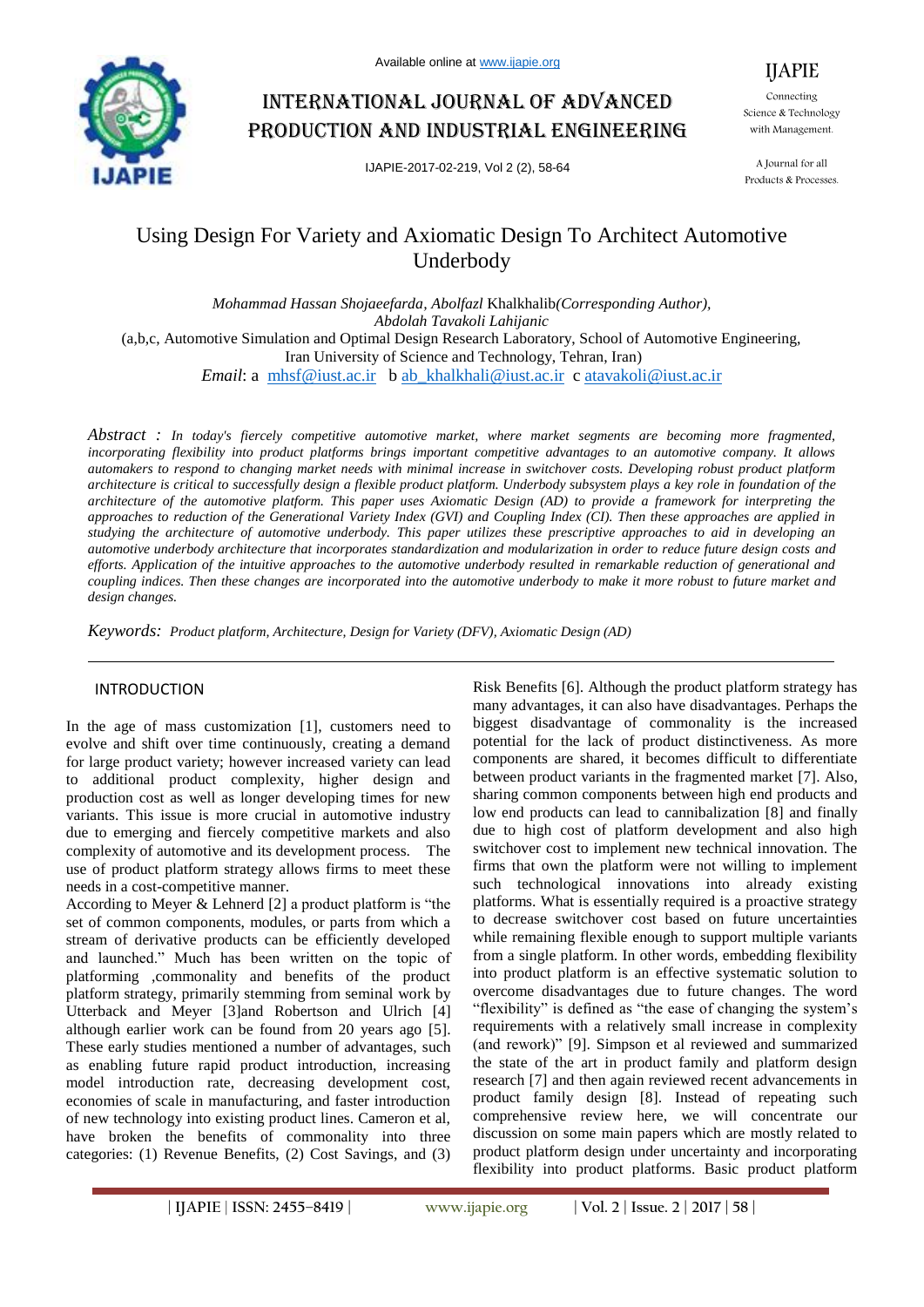# Using Design For Variety and Axiomatic Design To Architect Automotive Underbody

*Mohammad Hassan Shojaeefarda, Abolfazl* Khalkhalib*(Corresponding Author), Abdolah Tavakoli Lahijanic*

(a,b,c, Automotive Simulation and Optimal Design Research Laboratory, School of Automotive Engineering, Iran University of Science and Technology, Tehran, Iran)

*Email*: a mhsf@iust.ac.ir b ab_khalkhali@iust.ac.ir c atavakoli@iust.ac.ir

*Abstract : In today's fiercely competitive automotive market, where market segments are becoming more fragmented, incorporating flexibility into product platforms brings important competitive advantages to an automotive company. It allows automakers to respond to changing market needs with minimal increase in switchover costs. Developing robust product platform architecture is critical to successfully design a flexible product platform. Underbody subsystem plays a key role in foundation of the architecture of the automotive platform. This paper uses Axiomatic Design (AD) to provide a framework for interpreting the approaches to reduction of the Generational Variety Index (GVI) and Coupling Index (CI). Then these approaches are applied in studying the architecture of automotive underbody. This paper utilizes these prescriptive approaches to aid in developing an automotive underbody architecture that incorporates standardization and modularization in order to reduce future design costs and efforts. Application of the intuitive approaches to the automotive underbody resulted in remarkable reduction of generational and coupling indices. Then these changes are incorporated into the automotive underbody to make it more robust to future market and design changes.*

*Keywords: Product platform, Architecture, Design for Variety (DFV), Axiomatic Design (AD)*

## INTRODUCTION

In the age of mass customization [1], customers need to evolve and shift over time continuously, creating a demand for large product variety; however increased variety can lead to additional product complexity, higher design and production cost as well as longer developing times for new variants. This issue is more crucial in automotive industry due to emerging and fiercely competitive markets and also complexity of automotive and its development process. The use of product platform strategy allows firms to meet these needs in a cost-competitive manner.

According to Meyer & Lehnerd [2] a product platform is "the set of common components, modules, or parts from which a stream of derivative products can be efficiently developed and launched." Much has been written on the topic of platforming ,commonality and benefits of the product platform strategy, primarily stemming from seminal work by Utterback and Meyer [3]and Robertson and Ulrich [4] although earlier work can be found from 20 years ago [5]. These early studies mentioned a number of advantages, such as enabling future rapid product introduction, increasing model introduction rate, decreasing development cost, economies of scale in manufacturing, and faster introduction of new technology into existing product lines. Cameron et al, have broken the benefits of commonality into three categories: (1) Revenue Benefits, (2) Cost Savings, and (3) Risk Benefits [6]. Although the product platform strategy has many advantages, it can also have disadvantages. Perhaps the biggest disadvantage of commonality is the increased potential for the lack of product distinctiveness. As more components are shared, it becomes difficult to differentiate between product variants in the fragmented market [7]. Also, sharing common components between high end products and low end products can lead to cannibalization [8] and finally due to high cost of platform development and also high switchover cost to implement new technical innovation. The firms that own the platform were not willing to implement such technological innovations into already existing platforms. What is essentially required is a proactive strategy to decrease switchover cost based on future uncertainties while remaining flexible enough to support multiple variants from a single platform. In other words, embedding flexibility into product platform is an effective systematic solution to overcome disadvantages due to future changes. The word "flexibility" is defined as "the ease of changing the system's requirements with a relatively small increase in complexity (and rework)" [9]. Simpson et al reviewed and summarized the state of the art in product family and platform design research [7] and then again reviewed recent advancements in product family design [8]. Instead of repeating such comprehensive review here, we will concentrate our discussion on some main papers which are mostly related to product platform design under uncertainty and incorporating flexibility into product platforms. Basic product platform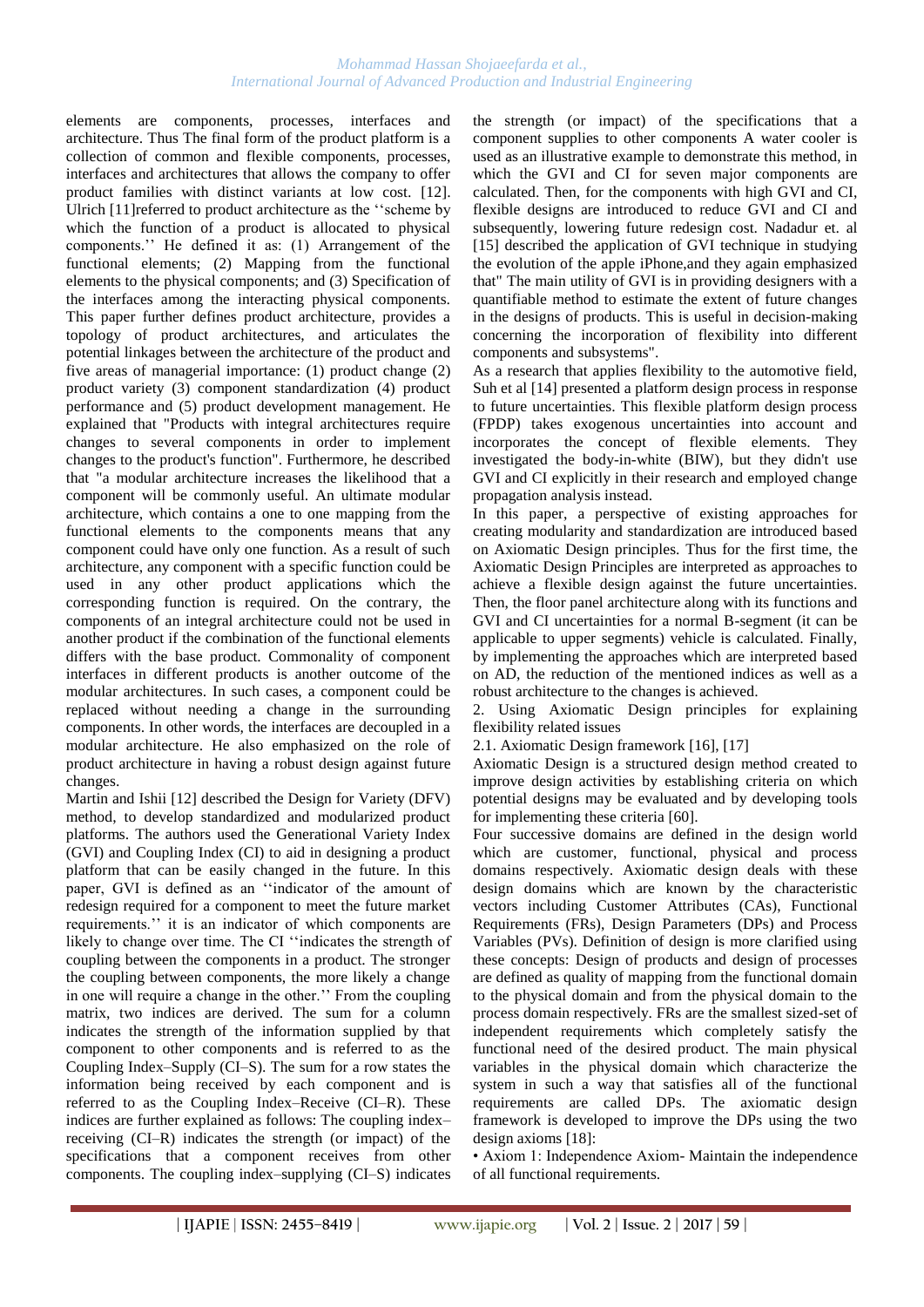elements are components, processes, interfaces and architecture. Thus The final form of the product platform is a collection of common and flexible components, processes, interfaces and architectures that allows the company to offer product families with distinct variants at low cost. [12]. Ulrich [11]referred to product architecture as the ''scheme by which the function of a product is allocated to physical components.'' He defined it as: (1) Arrangement of the functional elements; (2) Mapping from the functional elements to the physical components; and (3) Specification of the interfaces among the interacting physical components. This paper further defines product architecture, provides a topology of product architectures, and articulates the potential linkages between the architecture of the product and five areas of managerial importance: (1) product change (2) product variety (3) component standardization (4) product performance and (5) product development management. He explained that "Products with integral architectures require changes to several components in order to implement changes to the product's function". Furthermore, he described that "a modular architecture increases the likelihood that a component will be commonly useful. An ultimate modular architecture, which contains a one to one mapping from the functional elements to the components means that any component could have only one function. As a result of such architecture, any component with a specific function could be used in any other product applications which the corresponding function is required. On the contrary, the components of an integral architecture could not be used in another product if the combination of the functional elements differs with the base product. Commonality of component interfaces in different products is another outcome of the modular architectures. In such cases, a component could be replaced without needing a change in the surrounding components. In other words, the interfaces are decoupled in a modular architecture. He also emphasized on the role of product architecture in having a robust design against future changes.

Martin and Ishii [12] described the Design for Variety (DFV) method, to develop standardized and modularized product platforms. The authors used the Generational Variety Index (GVI) and Coupling Index (CI) to aid in designing a product platform that can be easily changed in the future. In this paper, GVI is defined as an ''indicator of the amount of redesign required for a component to meet the future market requirements.'' it is an indicator of which components are likely to change over time. The CI ''indicates the strength of coupling between the components in a product. The stronger the coupling between components, the more likely a change in one will require a change in the other.'' From the coupling matrix, two indices are derived. The sum for a column indicates the strength of the information supplied by that component to other components and is referred to as the Coupling Index–Supply (CI–S). The sum for a row states the information being received by each component and is referred to as the Coupling Index–Receive (CI–R). These indices are further explained as follows: The coupling index–receiving (CI–R) indicates the strength (or impact) of the specifications that a component receives from other components. The coupling index–supplying (CI–S) indicates the strength (or impact) of the specifications that a component supplies to other components A water cooler is used as an illustrative example to demonstrate this method, in which the GVI and CI for seven major components are calculated. Then, for the components with high GVI and CI, flexible designs are introduced to reduce GVI and CI and subsequently, lowering future redesign cost. Nadadur et. al [15] described the application of GVI technique in studying the evolution of the apple iPhone,and they again emphasized that" The main utility of GVI is in providing designers with a quantifiable method to estimate the extent of future changes in the designs of products. This is useful in decision-making concerning the incorporation of flexibility into different components and subsystems".

As a research that applies flexibility to the automotive field, Suh et al [14] presented a platform design process in response to future uncertainties. This flexible platform design process (FPDP) takes exogenous uncertainties into account and incorporates the concept of flexible elements. They investigated the body-in-white (BIW), but they didn't use GVI and CI explicitly in their research and employed change propagation analysis instead.

In this paper, a perspective of existing approaches for creating modularity and standardization are introduced based on Axiomatic Design principles. Thus for the first time, the Axiomatic Design Principles are interpreted as approaches to achieve a flexible design against the future uncertainties. Then, the floor panel architecture along with its functions and GVI and CI uncertainties for a normal B-segment (it can be applicable to upper segments) vehicle is calculated. Finally, by implementing the approaches which are interpreted based on AD, the reduction of the mentioned indices as well as a robust architecture to the changes is achieved.

## 2. Using Axiomatic Design principles for explaining flexibility related issues

### 2.1. Axiomatic Design framework [16], [17]

Axiomatic Design is a structured design method created to improve design activities by establishing criteria on which potential designs may be evaluated and by developing tools for implementing these criteria [60].

Four successive domains are defined in the design world which are customer, functional, physical and process domains respectively. Axiomatic design deals with these design domains which are known by the characteristic vectors including Customer Attributes (CAs), Functional Requirements (FRs), Design Parameters (DPs) and Process Variables (PVs). Definition of design is more clarified using these concepts: Design of products and design of processes are defined as quality of mapping from the functional domain to the physical domain and from the physical domain to the process domain respectively. FRs are the smallest sized-set of independent requirements which completely satisfy the functional need of the desired product. The main physical variables in the physical domain which characterize the system in such a way that satisfies all of the functional requirements are called DPs. The axiomatic design framework is developed to improve the DPs using the two design axioms [18]:

- Axiom 1: Independence Axiom- Maintain the independence of all functional requirements.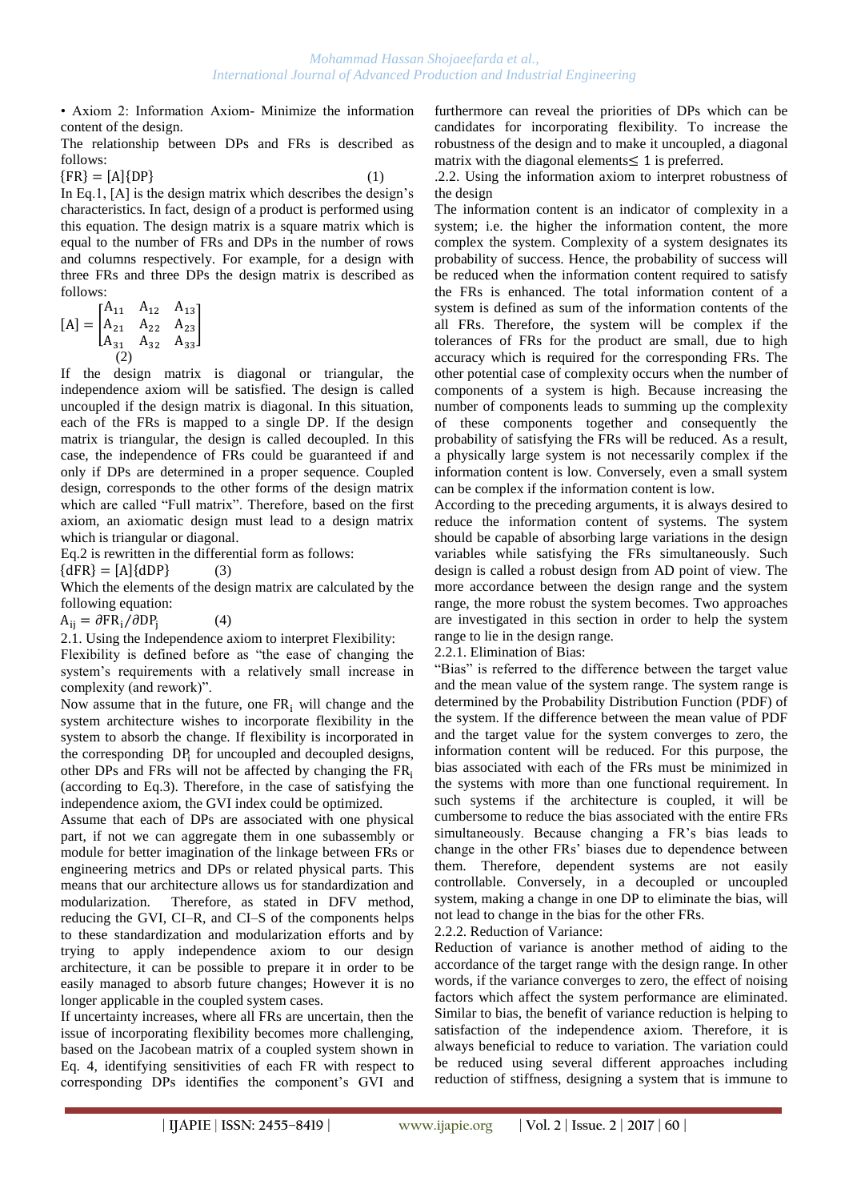• Axiom 2: Information Axiom- Minimize the information content of the design.

The relationship between DPs and FRs is described as follows:

$$\{FR\} = [A]\{DP\} \quad (1)$$

In Eq.1, [A] is the design matrix which describes the design's characteristics. In fact, design of a product is performed using this equation. The design matrix is a square matrix which is equal to the number of FRs and DPs in the number of rows and columns respectively. For example, for a design with three FRs and three DPs the design matrix is described as follows:

$$[A] = \begin{bmatrix} A_{11} & A_{12} & A_{13} \\ A_{21} & A_{22} & A_{23} \\ A_{31} & A_{32} & A_{33} \end{bmatrix} \quad (2)$$

If the design matrix is diagonal or triangular, the independence axiom will be satisfied. The design is called uncoupled if the design matrix is diagonal. In this situation, each of the FRs is mapped to a single DP. If the design matrix is triangular, the design is called decoupled. In this case, the independence of FRs could be guaranteed if and only if DPs are determined in a proper sequence. Coupled design, corresponds to the other forms of the design matrix which are called "Full matrix". Therefore, based on the first axiom, an axiomatic design must lead to a design matrix which is triangular or diagonal.

Eq.2 is rewritten in the differential form as follows:

$$\{dFR\} = [A]\{dDP\} \quad (3)$$

Which the elements of the design matrix are calculated by the following equation:

$$A_{ij} = \partial FR_i / \partial DP_j \quad (4)$$

2.1. Using the Independence axiom to interpret Flexibility:

Flexibility is defined before as "the ease of changing the system's requirements with a relatively small increase in complexity (and rework)".

Now assume that in the future, one $FR_i$ will change and the system architecture wishes to incorporate flexibility in the system to absorb the change. If flexibility is incorporated in the corresponding $DP_i$ for uncoupled and decoupled designs, other DPs and FRs will not be affected by changing the $FR_i$ (according to Eq.3). Therefore, in the case of satisfying the independence axiom, the GVI index could be optimized.

Assume that each of DPs are associated with one physical part, if not we can aggregate them in one subassembly or module for better imagination of the linkage between FRs or engineering metrics and DPs or related physical parts. This means that our architecture allows us for standardization and modularization. Therefore, as stated in DFV method, reducing the GVI, CI–R, and CI–S of the components helps to these standardization and modularization efforts and by trying to apply independence axiom to our design architecture, it can be possible to prepare it in order to be easily managed to absorb future changes; However it is no longer applicable in the coupled system cases.

If uncertainty increases, where all FRs are uncertain, then the issue of incorporating flexibility becomes more challenging, based on the Jacobean matrix of a coupled system shown in Eq. 4, identifying sensitivities of each FR with respect to corresponding DPs identifies the component's GVI and furthermore can reveal the priorities of DPs which can be candidates for incorporating flexibility. To increase the robustness of the design and to make it uncoupled, a diagonal matrix with the diagonal elements$\leq$ 1 is preferred.

.2.2. Using the information axiom to interpret robustness of the design

The information content is an indicator of complexity in a system; i.e. the higher the information content, the more complex the system. Complexity of a system designates its probability of success. Hence, the probability of success will be reduced when the information content required to satisfy the FRs is enhanced. The total information content of a system is defined as sum of the information contents of the all FRs. Therefore, the system will be complex if the tolerances of FRs for the product are small, due to high accuracy which is required for the corresponding FRs. The other potential case of complexity occurs when the number of components of a system is high. Because increasing the number of components leads to summing up the complexity of these components together and consequently the probability of satisfying the FRs will be reduced. As a result, a physically large system is not necessarily complex if the information content is low. Conversely, even a small system can be complex if the information content is low.

According to the preceding arguments, it is always desired to reduce the information content of systems. The system should be capable of absorbing large variations in the design variables while satisfying the FRs simultaneously. Such design is called a robust design from AD point of view. The more accordance between the design range and the system range, the more robust the system becomes. Two approaches are investigated in this section in order to help the system range to lie in the design range.

2.2.1. Elimination of Bias:

"Bias" is referred to the difference between the target value and the mean value of the system range. The system range is determined by the Probability Distribution Function (PDF) of the system. If the difference between the mean value of PDF and the target value for the system converges to zero, the information content will be reduced. For this purpose, the bias associated with each of the FRs must be minimized in the systems with more than one functional requirement. In such systems if the architecture is coupled, it will be cumbersome to reduce the bias associated with the entire FRs simultaneously. Because changing a FR's bias leads to change in the other FRs' biases due to dependence between them. Therefore, dependent systems are not easily controllable. Conversely, in a decoupled or uncoupled system, making a change in one DP to eliminate the bias, will not lead to change in the bias for the other FRs.

2.2.2. Reduction of Variance:

Reduction of variance is another method of aiding to the accordance of the target range with the design range. In other words, if the variance converges to zero, the effect of noising factors which affect the system performance are eliminated. Similar to bias, the benefit of variance reduction is helping to satisfaction of the independence axiom. Therefore, it is always beneficial to reduce to variation. The variation could be reduced using several different approaches including reduction of stiffness, designing a system that is immune to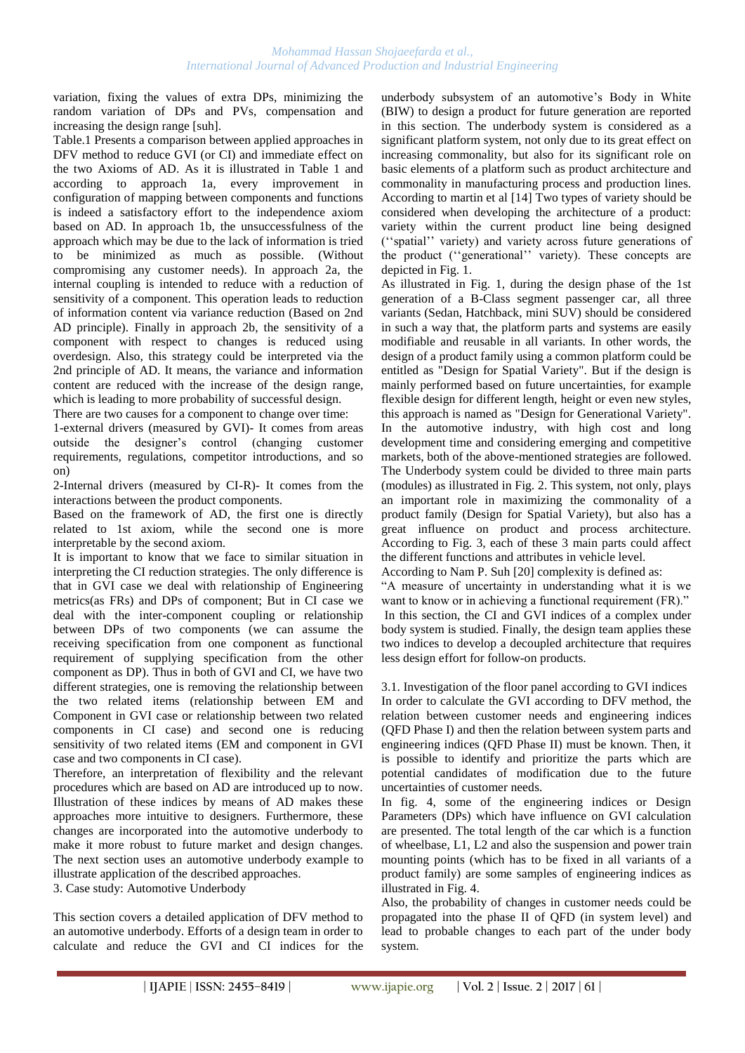variation, fixing the values of extra DPs, minimizing the random variation of DPs and PVs, compensation and increasing the design range [suh].

Table.1 Presents a comparison between applied approaches in DFV method to reduce GVI (or CI) and immediate effect on the two Axioms of AD. As it is illustrated in Table 1 and according to approach 1a, every improvement in configuration of mapping between components and functions is indeed a satisfactory effort to the independence axiom based on AD. In approach 1b, the unsuccessfulness of the approach which may be due to the lack of information is tried to be minimized as much as possible. (Without compromising any customer needs). In approach 2a, the internal coupling is intended to reduce with a reduction of sensitivity of a component. This operation leads to reduction of information content via variance reduction (Based on 2nd AD principle). Finally in approach 2b, the sensitivity of a component with respect to changes is reduced using overdesign. Also, this strategy could be interpreted via the 2nd principle of AD. It means, the variance and information content are reduced with the increase of the design range, which is leading to more probability of successful design.

There are two causes for a component to change over time:

1-external drivers (measured by GVI)- It comes from areas outside the designer's control (changing customer requirements, regulations, competitor introductions, and so on)

2-Internal drivers (measured by CI-R)- It comes from the interactions between the product components.

Based on the framework of AD, the first one is directly related to 1st axiom, while the second one is more interpretable by the second axiom.

It is important to know that we face to similar situation in interpreting the CI reduction strategies. The only difference is that in GVI case we deal with relationship of Engineering metrics(as FRs) and DPs of component; But in CI case we deal with the inter-component coupling or relationship between DPs of two components (we can assume the receiving specification from one component as functional requirement of supplying specification from the other component as DP). Thus in both of GVI and CI, we have two different strategies, one is removing the relationship between the two related items (relationship between EM and Component in GVI case or relationship between two related components in CI case) and second one is reducing sensitivity of two related items (EM and component in GVI case and two components in CI case).

Therefore, an interpretation of flexibility and the relevant procedures which are based on AD are introduced up to now. Illustration of these indices by means of AD makes these approaches more intuitive to designers. Furthermore, these changes are incorporated into the automotive underbody to make it more robust to future market and design changes. The next section uses an automotive underbody example to illustrate application of the described approaches.

## 3. Case study: Automotive Underbody

This section covers a detailed application of DFV method to an automotive underbody. Efforts of a design team in order to calculate and reduce the GVI and CI indices for the underbody subsystem of an automotive's Body in White (BIW) to design a product for future generation are reported in this section. The underbody system is considered as a significant platform system, not only due to its great effect on increasing commonality, but also for its significant role on basic elements of a platform such as product architecture and commonality in manufacturing process and production lines. According to martin et al [14] Two types of variety should be considered when developing the architecture of a product: variety within the current product line being designed (''spatial'' variety) and variety across future generations of the product (''generational'' variety). These concepts are depicted in Fig. 1.

As illustrated in Fig. 1, during the design phase of the 1st generation of a B-Class segment passenger car, all three variants (Sedan, Hatchback, mini SUV) should be considered in such a way that, the platform parts and systems are easily modifiable and reusable in all variants. In other words, the design of a product family using a common platform could be entitled as "Design for Spatial Variety". But if the design is mainly performed based on future uncertainties, for example flexible design for different length, height or even new styles, this approach is named as "Design for Generational Variety". In the automotive industry, with high cost and long development time and considering emerging and competitive markets, both of the above-mentioned strategies are followed. The Underbody system could be divided to three main parts (modules) as illustrated in Fig. 2. This system, not only, plays an important role in maximizing the commonality of a product family (Design for Spatial Variety), but also has a great influence on product and process architecture. According to Fig. 3, each of these 3 main parts could affect the different functions and attributes in vehicle level.

According to Nam P. Suh [20] complexity is defined as:

"A measure of uncertainty in understanding what it is we want to know or in achieving a functional requirement (FR)."

In this section, the CI and GVI indices of a complex under body system is studied. Finally, the design team applies these two indices to develop a decoupled architecture that requires less design effort for follow-on products.

### 3.1. Investigation of the floor panel according to GVI indices

In order to calculate the GVI according to DFV method, the relation between customer needs and engineering indices (QFD Phase I) and then the relation between system parts and engineering indices (QFD Phase II) must be known. Then, it is possible to identify and prioritize the parts which are potential candidates of modification due to the future uncertainties of customer needs.

In fig. 4, some of the engineering indices or Design Parameters (DPs) which have influence on GVI calculation are presented. The total length of the car which is a function of wheelbase, L1, L2 and also the suspension and power train mounting points (which has to be fixed in all variants of a product family) are some samples of engineering indices as illustrated in Fig. 4.

Also, the probability of changes in customer needs could be propagated into the phase II of QFD (in system level) and lead to probable changes to each part of the under body system.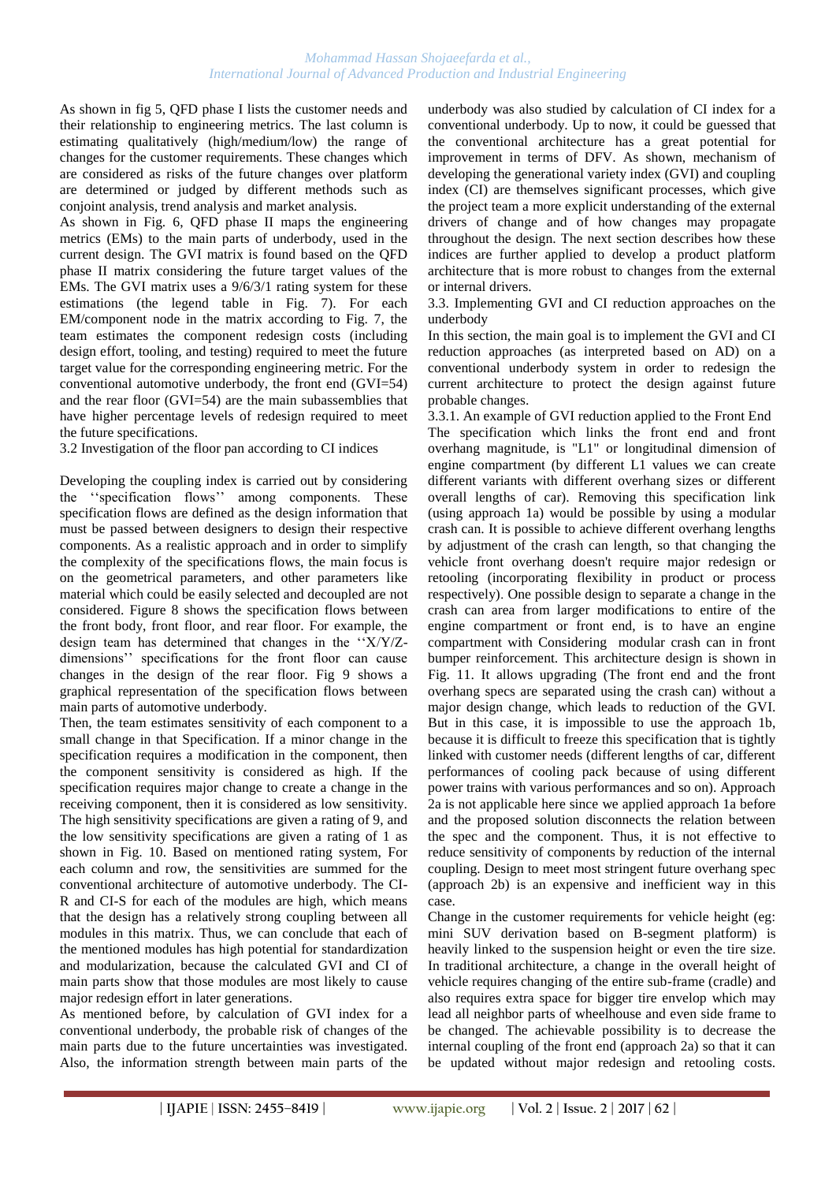As shown in fig 5, QFD phase I lists the customer needs and their relationship to engineering metrics. The last column is estimating qualitatively (high/medium/low) the range of changes for the customer requirements. These changes which are considered as risks of the future changes over platform are determined or judged by different methods such as conjoint analysis, trend analysis and market analysis.

As shown in Fig. 6, QFD phase II maps the engineering metrics (EMs) to the main parts of underbody, used in the current design. The GVI matrix is found based on the QFD phase II matrix considering the future target values of the EMs. The GVI matrix uses a 9/6/3/1 rating system for these estimations (the legend table in Fig. 7). For each EM/component node in the matrix according to Fig. 7, the team estimates the component redesign costs (including design effort, tooling, and testing) required to meet the future target value for the corresponding engineering metric. For the conventional automotive underbody, the front end (GVI=54) and the rear floor (GVI=54) are the main subassemblies that have higher percentage levels of redesign required to meet the future specifications.

### 3.2 Investigation of the floor pan according to CI indices

Developing the coupling index is carried out by considering the ''specification flows'' among components. These specification flows are defined as the design information that must be passed between designers to design their respective components. As a realistic approach and in order to simplify the complexity of the specifications flows, the main focus is on the geometrical parameters, and other parameters like material which could be easily selected and decoupled are not considered. Figure 8 shows the specification flows between the front body, front floor, and rear floor. For example, the design team has determined that changes in the ''X/Y/Z-dimensions'' specifications for the front floor can cause changes in the design of the rear floor. Fig 9 shows a graphical representation of the specification flows between main parts of automotive underbody.

Then, the team estimates sensitivity of each component to a small change in that Specification. If a minor change in the specification requires a modification in the component, then the component sensitivity is considered as high. If the specification requires major change to create a change in the receiving component, then it is considered as low sensitivity. The high sensitivity specifications are given a rating of 9, and the low sensitivity specifications are given a rating of 1 as shown in Fig. 10. Based on mentioned rating system, For each column and row, the sensitivities are summed for the conventional architecture of automotive underbody. The CI-R and CI-S for each of the modules are high, which means that the design has a relatively strong coupling between all modules in this matrix. Thus, we can conclude that each of the mentioned modules has high potential for standardization and modularization, because the calculated GVI and CI of main parts show that those modules are most likely to cause major redesign effort in later generations.

As mentioned before, by calculation of GVI index for a conventional underbody, the probable risk of changes of the main parts due to the future uncertainties was investigated. Also, the information strength between main parts of the underbody was also studied by calculation of CI index for a conventional underbody. Up to now, it could be guessed that the conventional architecture has a great potential for improvement in terms of DFV. As shown, mechanism of developing the generational variety index (GVI) and coupling index (CI) are themselves significant processes, which give the project team a more explicit understanding of the external drivers of change and of how changes may propagate throughout the design. The next section describes how these indices are further applied to develop a product platform architecture that is more robust to changes from the external or internal drivers.

### 3.3. Implementing GVI and CI reduction approaches on the underbody

In this section, the main goal is to implement the GVI and CI reduction approaches (as interpreted based on AD) on a conventional underbody system in order to redesign the current architecture to protect the design against future probable changes.

#### 3.3.1. An example of GVI reduction applied to the Front End

The specification which links the front end and front overhang magnitude, is "L1" or longitudinal dimension of engine compartment (by different L1 values we can create different variants with different overhang sizes or different overall lengths of car). Removing this specification link (using approach 1a) would be possible by using a modular crash can. It is possible to achieve different overhang lengths by adjustment of the crash can length, so that changing the vehicle front overhang doesn't require major redesign or retooling (incorporating flexibility in product or process respectively). One possible design to separate a change in the crash can area from larger modifications to entire of the engine compartment or front end, is to have an engine compartment with Considering modular crash can in front bumper reinforcement. This architecture design is shown in Fig. 11. It allows upgrading (The front end and the front overhang specs are separated using the crash can) without a major design change, which leads to reduction of the GVI. But in this case, it is impossible to use the approach 1b, because it is difficult to freeze this specification that is tightly linked with customer needs (different lengths of car, different performances of cooling pack because of using different power trains with various performances and so on). Approach 2a is not applicable here since we applied approach 1a before and the proposed solution disconnects the relation between the spec and the component. Thus, it is not effective to reduce sensitivity of components by reduction of the internal coupling. Design to meet most stringent future overhang spec (approach 2b) is an expensive and inefficient way in this case.

Change in the customer requirements for vehicle height (eg: mini SUV derivation based on B-segment platform) is heavily linked to the suspension height or even the tire size. In traditional architecture, a change in the overall height of vehicle requires changing of the entire sub-frame (cradle) and also requires extra space for bigger tire envelop which may lead all neighbor parts of wheelhouse and even side frame to be changed. The achievable possibility is to decrease the internal coupling of the front end (approach 2a) so that it can be updated without major redesign and retooling costs.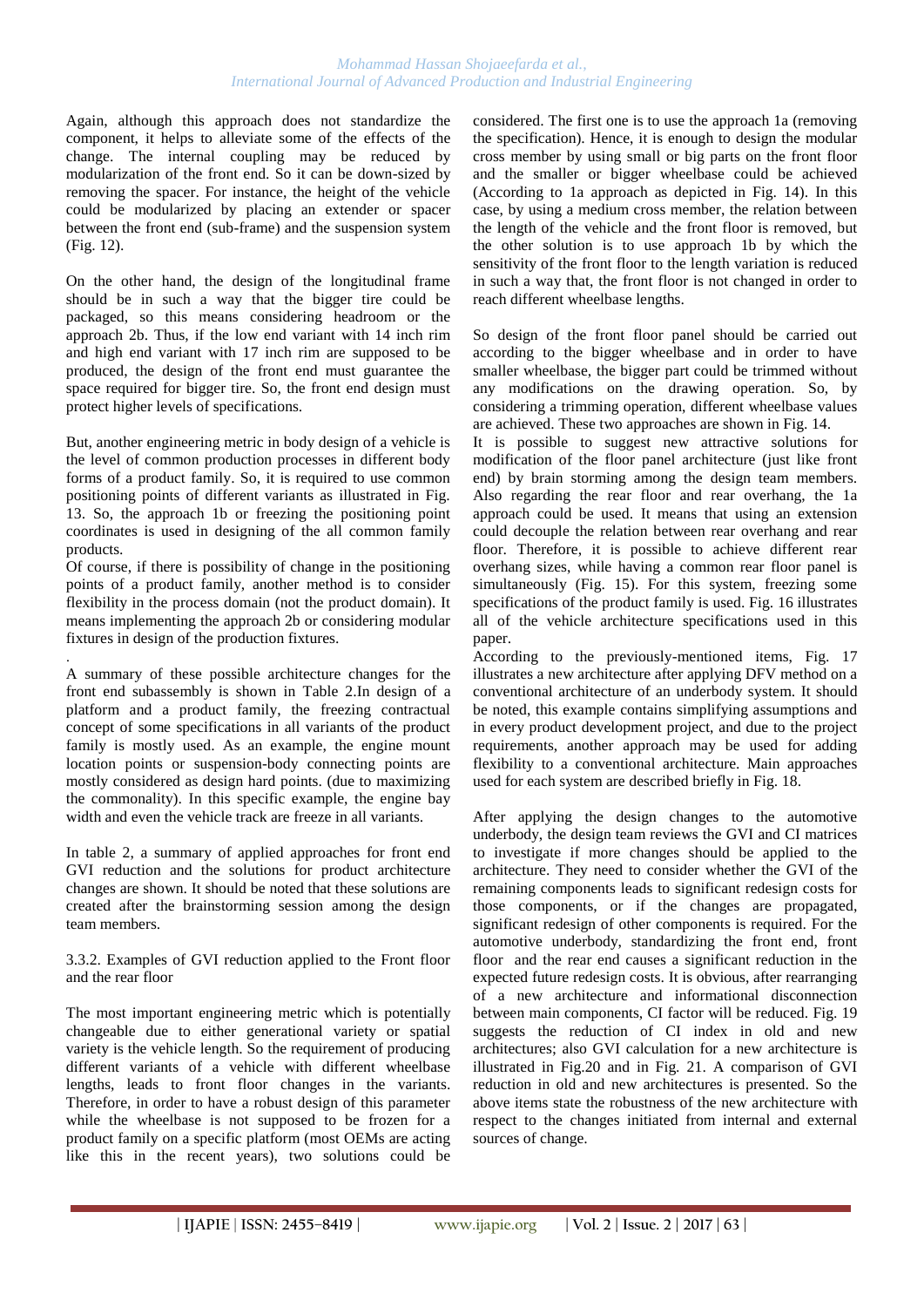Again, although this approach does not standardize the component, it helps to alleviate some of the effects of the change. The internal coupling may be reduced by modularization of the front end. So it can be down-sized by removing the spacer. For instance, the height of the vehicle could be modularized by placing an extender or spacer between the front end (sub-frame) and the suspension system (Fig. 12).

On the other hand, the design of the longitudinal frame should be in such a way that the bigger tire could be packaged, so this means considering headroom or the approach 2b. Thus, if the low end variant with 14 inch rim and high end variant with 17 inch rim are supposed to be produced, the design of the front end must guarantee the space required for bigger tire. So, the front end design must protect higher levels of specifications.

But, another engineering metric in body design of a vehicle is the level of common production processes in different body forms of a product family. So, it is required to use common positioning points of different variants as illustrated in Fig. 13. So, the approach 1b or freezing the positioning point coordinates is used in designing of the all common family products.

Of course, if there is possibility of change in the positioning points of a product family, another method is to consider flexibility in the process domain (not the product domain). It means implementing the approach 2b or considering modular fixtures in design of the production fixtures.

.

A summary of these possible architecture changes for the front end subassembly is shown in Table 2.In design of a platform and a product family, the freezing contractual concept of some specifications in all variants of the product family is mostly used. As an example, the engine mount location points or suspension-body connecting points are mostly considered as design hard points. (due to maximizing the commonality). In this specific example, the engine bay width and even the vehicle track are freeze in all variants.

In table 2, a summary of applied approaches for front end GVI reduction and the solutions for product architecture changes are shown. It should be noted that these solutions are created after the brainstorming session among the design team members.

3.3.2. Examples of GVI reduction applied to the Front floor and the rear floor

The most important engineering metric which is potentially changeable due to either generational variety or spatial variety is the vehicle length. So the requirement of producing different variants of a vehicle with different wheelbase lengths, leads to front floor changes in the variants. Therefore, in order to have a robust design of this parameter while the wheelbase is not supposed to be frozen for a product family on a specific platform (most OEMs are acting like this in the recent years), two solutions could be considered. The first one is to use the approach 1a (removing the specification). Hence, it is enough to design the modular cross member by using small or big parts on the front floor and the smaller or bigger wheelbase could be achieved (According to 1a approach as depicted in Fig. 14). In this case, by using a medium cross member, the relation between the length of the vehicle and the front floor is removed, but the other solution is to use approach 1b by which the sensitivity of the front floor to the length variation is reduced in such a way that, the front floor is not changed in order to reach different wheelbase lengths.

So design of the front floor panel should be carried out according to the bigger wheelbase and in order to have smaller wheelbase, the bigger part could be trimmed without any modifications on the drawing operation. So, by considering a trimming operation, different wheelbase values are achieved. These two approaches are shown in Fig. 14.

It is possible to suggest new attractive solutions for modification of the floor panel architecture (just like front end) by brain storming among the design team members. Also regarding the rear floor and rear overhang, the 1a approach could be used. It means that using an extension could decouple the relation between rear overhang and rear floor. Therefore, it is possible to achieve different rear overhang sizes, while having a common rear floor panel is simultaneously (Fig. 15). For this system, freezing some specifications of the product family is used. Fig. 16 illustrates all of the vehicle architecture specifications used in this paper.

According to the previously-mentioned items, Fig. 17 illustrates a new architecture after applying DFV method on a conventional architecture of an underbody system. It should be noted, this example contains simplifying assumptions and in every product development project, and due to the project requirements, another approach may be used for adding flexibility to a conventional architecture. Main approaches used for each system are described briefly in Fig. 18.

After applying the design changes to the automotive underbody, the design team reviews the GVI and CI matrices to investigate if more changes should be applied to the architecture. They need to consider whether the GVI of the remaining components leads to significant redesign costs for those components, or if the changes are propagated, significant redesign of other components is required. For the automotive underbody, standardizing the front end, front floor and the rear end causes a significant reduction in the expected future redesign costs. It is obvious, after rearranging of a new architecture and informational disconnection between main components, CI factor will be reduced. Fig. 19 suggests the reduction of CI index in old and new architectures; also GVI calculation for a new architecture is illustrated in Fig.20 and in Fig. 21. A comparison of GVI reduction in old and new architectures is presented. So the above items state the robustness of the new architecture with respect to the changes initiated from internal and external sources of change.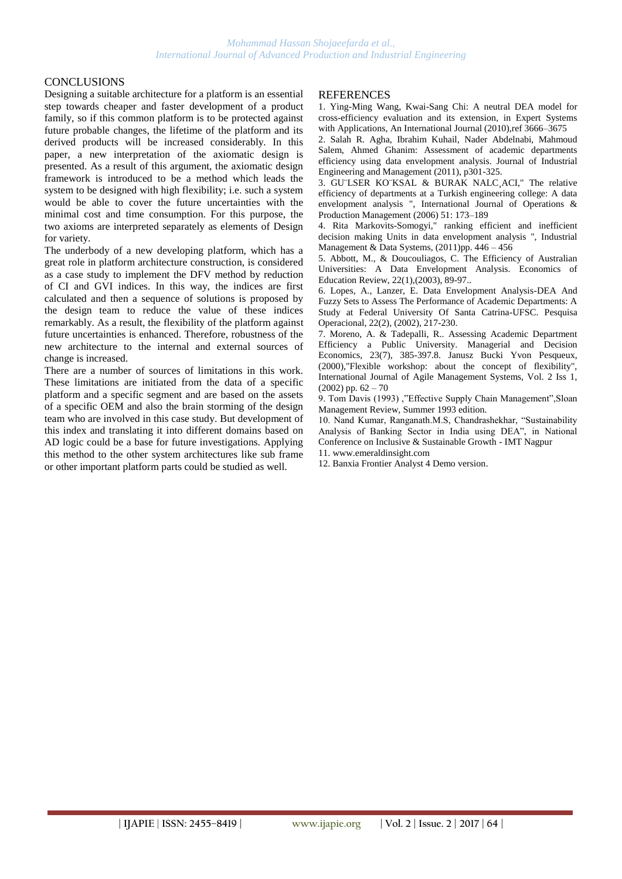## CONCLUSIONS

Designing a suitable architecture for a platform is an essential step towards cheaper and faster development of a product family, so if this common platform is to be protected against future probable changes, the lifetime of the platform and its derived products will be increased considerably. In this paper, a new interpretation of the axiomatic design is presented. As a result of this argument, the axiomatic design framework is introduced to be a method which leads the system to be designed with high flexibility; i.e. such a system would be able to cover the future uncertainties with the minimal cost and time consumption. For this purpose, the two axioms are interpreted separately as elements of Design for variety.

The underbody of a new developing platform, which has a great role in platform architecture construction, is considered as a case study to implement the DFV method by reduction of CI and GVI indices. In this way, the indices are first calculated and then a sequence of solutions is proposed by the design team to reduce the value of these indices remarkably. As a result, the flexibility of the platform against future uncertainties is enhanced. Therefore, robustness of the new architecture to the internal and external sources of change is increased.

There are a number of sources of limitations in this work. These limitations are initiated from the data of a specific platform and a specific segment and are based on the assets of a specific OEM and also the brain storming of the design team who are involved in this case study. But development of this index and translating it into different domains based on AD logic could be a base for future investigations. Applying this method to the other system architectures like sub frame or other important platform parts could be studied as well.

## REFERENCES

1. Ying-Ming Wang, Kwai-Sang Chi: A neutral DEA model for cross-efficiency evaluation and its extension, in Expert Systems with Applications, An International Journal (2010),ref 3666–3675
2. Salah R. Agha, Ibrahim Kuhail, Nader Abdelnabi, Mahmoud Salem, Ahmed Ghanim: Assessment of academic departments efficiency using data envelopment analysis. Journal of Industrial Engineering and Management (2011), p301-325.
3. GU¨LSER KO¨KSAL & BURAK NALC¸ACI," The relative efficiency of departments at a Turkish engineering college: A data envelopment analysis ", International Journal of Operations & Production Management (2006) 51: 173–189
4. Rita Markovits-Somogyi," ranking efficient and inefficient decision making Units in data envelopment analysis ", Industrial Management & Data Systems, (2011)pp. 446 – 456
5. Abbott, M., & Doucouliagos, C. The Efficiency of Australian Universities: A Data Envelopment Analysis. Economics of Education Review, 22(1),(2003), 89-97..
6. Lopes, A., Lanzer, E. Data Envelopment Analysis-DEA And Fuzzy Sets to Assess The Performance of Academic Departments: A Study at Federal University Of Santa Catrina-UFSC. Pesquisa Operacional, 22(2), (2002), 217-230.
7. Moreno, A. & Tadepalli, R.. Assessing Academic Department Efficiency a Public University. Managerial and Decision Economics, 23(7), 385-397.8. Janusz Bucki Yvon Pesqueux, (2000),"Flexible workshop: about the concept of flexibility", International Journal of Agile Management Systems, Vol. 2 Iss 1, (2002) pp. 62 – 70
9. Tom Davis (1993) ,"Effective Supply Chain Management",Sloan Management Review, Summer 1993 edition.
10. Nand Kumar, Ranganath.M.S, Chandrashekhar, "Sustainability Analysis of Banking Sector in India using DEA", in National Conference on Inclusive & Sustainable Growth - IMT Nagpur
11. www.emeraldinsight.com
12. Banxia Frontier Analyst 4 Demo version.